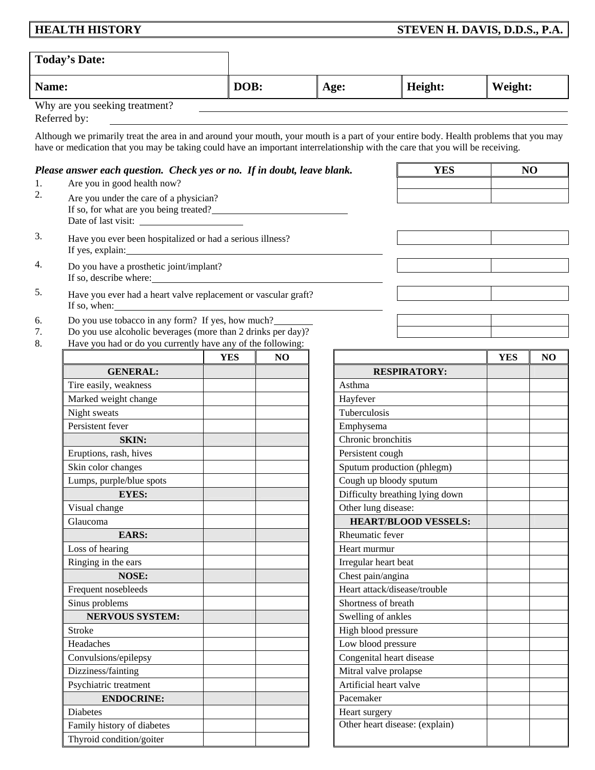| HEALTH HISTORY | STEVEN H. DAVIS, D.D.S., P.A. |
|---|---|

| Today's Date: | | | | |
|---|---|---|---|---|
| Name: | DOB: | Age: | Height: | Weight: |

Why are you seeking treatment? ______________________________

Referred by: ______________________________

Although we primarily treat the area in and around your mouth, your mouth is a part of your entire body. Health problems that you may have or medication that you may be taking could have an important interrelationship with the care that you will be receiving.

***Please answer each question. Check yes or no. If in doubt, leave blank.***

| # | Question | YES | NO |
|---|---|---|---|
| 1. | Are you in good health now? | | |
| 2. | Are you under the care of a physician?<br>If so, for what are you being treated? ____________<br>Date of last visit: ____________ | | |
| 3. | Have you ever been hospitalized or had a serious illness?<br>If yes, explain: ____________ | | |
| 4. | Do you have a prosthetic joint/implant?<br>If so, describe where: ____________ | | |
| 5. | Have you ever had a heart valve replacement or vascular graft?<br>If so, when: ____________ | | |
| 6. | Do you use tobacco in any form? If yes, how much? ________ | | |
| 7. | Do you use alcoholic beverages (more than 2 drinks per day)? | | |

8. Have you had or do you currently have any of the following:

| | YES | NO |
|---|---|---|
| **GENERAL:** | | |
| Tire easily, weakness | | |
| Marked weight change | | |
| Night sweats | | |
| Persistent fever | | |
| **SKIN:** | | |
| Eruptions, rash, hives | | |
| Skin color changes | | |
| Lumps, purple/blue spots | | |
| **EYES:** | | |
| Visual change | | |
| Glaucoma | | |
| **EARS:** | | |
| Loss of hearing | | |
| Ringing in the ears | | |
| **NOSE:** | | |
| Frequent nosebleeds | | |
| Sinus problems | | |
| **NERVOUS SYSTEM:** | | |
| Stroke | | |
| Headaches | | |
| Convulsions/epilepsy | | |
| Dizziness/fainting | | |
| Psychiatric treatment | | |
| **ENDOCRINE:** | | |
| Diabetes | | |
| Family history of diabetes | | |
| Thyroid condition/goiter | | |

| | YES | NO |
|---|---|---|
| **RESPIRATORY:** | | |
| Asthma | | |
| Hayfever | | |
| Tuberculosis | | |
| Emphysema | | |
| Chronic bronchitis | | |
| Persistent cough | | |
| Sputum production (phlegm) | | |
| Cough up bloody sputum | | |
| Difficulty breathing lying down | | |
| Other lung disease: | | |
| **HEART/BLOOD VESSELS:** | | |
| Rheumatic fever | | |
| Heart murmur | | |
| Irregular heart beat | | |
| Chest pain/angina | | |
| Heart attack/disease/trouble | | |
| Shortness of breath | | |
| Swelling of ankles | | |
| High blood pressure | | |
| Low blood pressure | | |
| Congenital heart disease | | |
| Mitral valve prolapse | | |
| Artificial heart valve | | |
| Pacemaker | | |
| Heart surgery | | |
| Other heart disease: (explain) | | |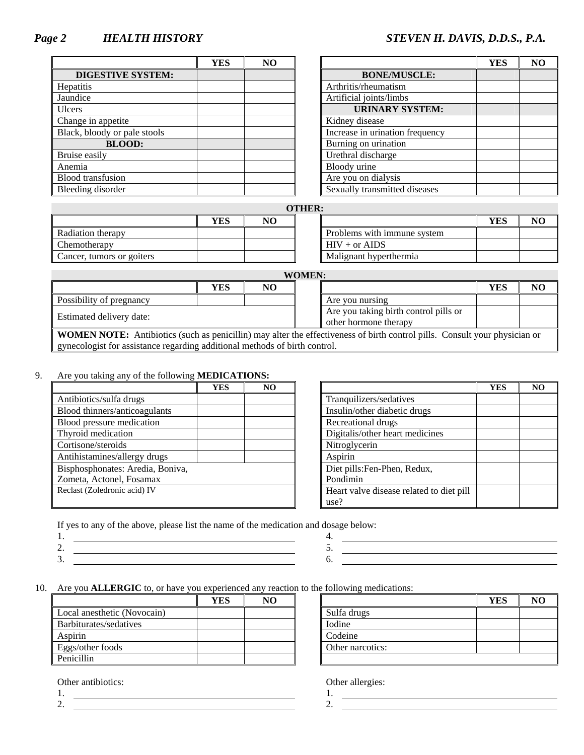| | YES | NO |
|---|---|---|
| **DIGESTIVE SYSTEM:** | | |
| Hepatitis | | |
| Jaundice | | |
| Ulcers | | |
| Change in appetite | | |
| Black, bloody or pale stools | | |
| **BLOOD:** | | |
| Bruise easily | | |
| Anemia | | |
| Blood transfusion | | |
| Bleeding disorder | | |

| | YES | NO |
|---|---|---|
| **BONE/MUSCLE:** | | |
| Arthritis/rheumatism | | |
| Artificial joints/limbs | | |
| **URINARY SYSTEM:** | | |
| Kidney disease | | |
| Increase in urination frequency | | |
| Burning on urination | | |
| Urethral discharge | | |
| Bloody urine | | |
| Are you on dialysis | | |
| Sexually transmitted diseases | | |

**OTHER:**

| | YES | NO |
|---|---|---|
| Radiation therapy | | |
| Chemotherapy | | |
| Cancer, tumors or goiters | | |

| | YES | NO |
|---|---|---|
| Problems with immune system | | |
| HIV + or AIDS | | |
| Malignant hyperthermia | | |

**WOMEN:**

| | YES | NO |
|---|---|---|
| Possibility of pregnancy | | |
| Estimated delivery date: | | |

| | YES | NO |
|---|---|---|
| Are you nursing | | |
| Are you taking birth control pills or other hormone therapy | | |

**WOMEN NOTE:** Antibiotics (such as penicillin) may alter the effectiveness of birth control pills. Consult your physician or gynecologist for assistance regarding additional methods of birth control.

9. Are you taking any of the following **MEDICATIONS:**

| | YES | NO |
|---|---|---|
| Antibiotics/sulfa drugs | | |
| Blood thinners/anticoagulants | | |
| Blood pressure medication | | |
| Thyroid medication | | |
| Cortisone/steroids | | |
| Antihistamines/allergy drugs | | |
| Bisphosphonates: Aredia, Boniva, Zometa, Actonel, Fosamax | | |
| Reclast (Zoledronic acid) IV | | |

| | YES | NO |
|---|---|---|
| Tranquilizers/sedatives | | |
| Insulin/other diabetic drugs | | |
| Recreational drugs | | |
| Digitalis/other heart medicines | | |
| Nitroglycerin | | |
| Aspirin | | |
| Diet pills:Fen-Phen, Redux, Pondimin | | |
| Heart valve disease related to diet pill use? | | |

If yes to any of the above, please list the name of the medication and dosage below:

1. ______________________
2. ______________________
3. ______________________
4. ______________________
5. ______________________
6. ______________________

10. Are you **ALLERGIC** to, or have you experienced any reaction to the following medications:

| | YES | NO |
|---|---|---|
| Local anesthetic (Novocain) | | |
| Barbiturates/sedatives | | |
| Aspirin | | |
| Eggs/other foods | | |
| Penicillin | | |

| | YES | NO |
|---|---|---|
| Sulfa drugs | | |
| Iodine | | |
| Codeine | | |
| Other narcotics: | | |

Other antibiotics:

1. ______________________
2. ______________________

Other allergies:

1. ______________________
2. ______________________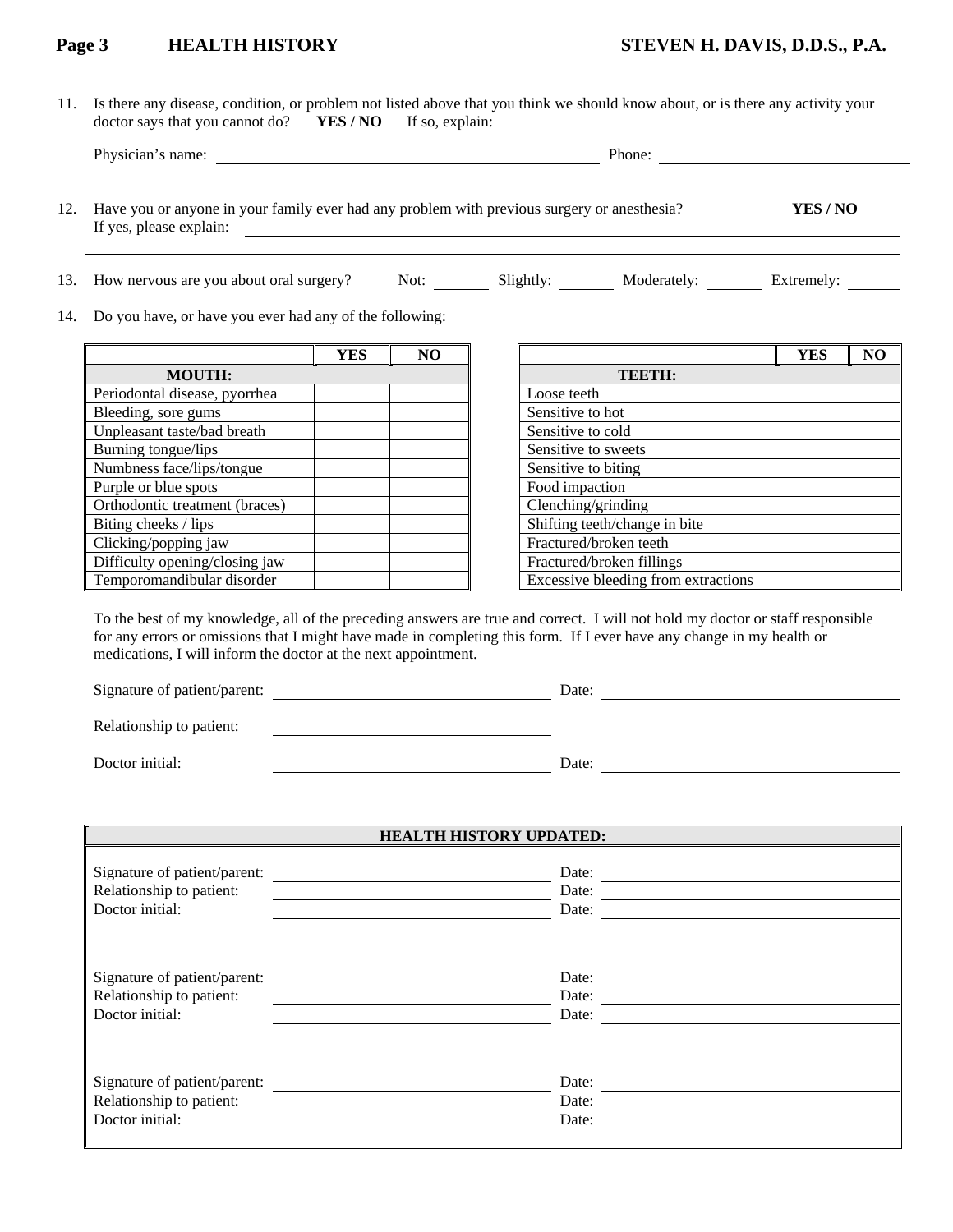11. Is there any disease, condition, or problem not listed above that you think we should know about, or is there any activity your doctor says that you cannot do? **YES / NO** If so, explain: ______________________________

    Physician's name: ______________________________ Phone: ______________________________

12. Have you or anyone in your family ever had any problem with previous surgery or anesthesia? **YES / NO**
    If yes, please explain: ______________________________

13. How nervous are you about oral surgery? Not: ______ Slightly: ______ Moderately: ______ Extremely: ______

14. Do you have, or have you ever had any of the following:

| | YES | NO |
|---|---|---|
| **MOUTH:** | | |
| Periodontal disease, pyorrhea | | |
| Bleeding, sore gums | | |
| Unpleasant taste/bad breath | | |
| Burning tongue/lips | | |
| Numbness face/lips/tongue | | |
| Purple or blue spots | | |
| Orthodontic treatment (braces) | | |
| Biting cheeks / lips | | |
| Clicking/popping jaw | | |
| Difficulty opening/closing jaw | | |
| Temporomandibular disorder | | |

| | YES | NO |
|---|---|---|
| **TEETH:** | | |
| Loose teeth | | |
| Sensitive to hot | | |
| Sensitive to cold | | |
| Sensitive to sweets | | |
| Sensitive to biting | | |
| Food impaction | | |
| Clenching/grinding | | |
| Shifting teeth/change in bite | | |
| Fractured/broken teeth | | |
| Fractured/broken fillings | | |
| Excessive bleeding from extractions | | |

To the best of my knowledge, all of the preceding answers are true and correct. I will not hold my doctor or staff responsible for any errors or omissions that I might have made in completing this form. If I ever have any change in my health or medications, I will inform the doctor at the next appointment.

Signature of patient/parent: ______________________________ Date: ______________________________

Relationship to patient: ______________________________

Doctor initial: ______________________________ Date: ______________________________

**HEALTH HISTORY UPDATED:**

Signature of patient/parent: ______________________________ Date: ______________________________
Relationship to patient: ______________________________ Date: ______________________________
Doctor initial: ______________________________ Date: ______________________________

Signature of patient/parent: ______________________________ Date: ______________________________
Relationship to patient: ______________________________ Date: ______________________________
Doctor initial: ______________________________ Date: ______________________________

Signature of patient/parent: ______________________________ Date: ______________________________
Relationship to patient: ______________________________ Date: ______________________________
Doctor initial: ______________________________ Date: ______________________________